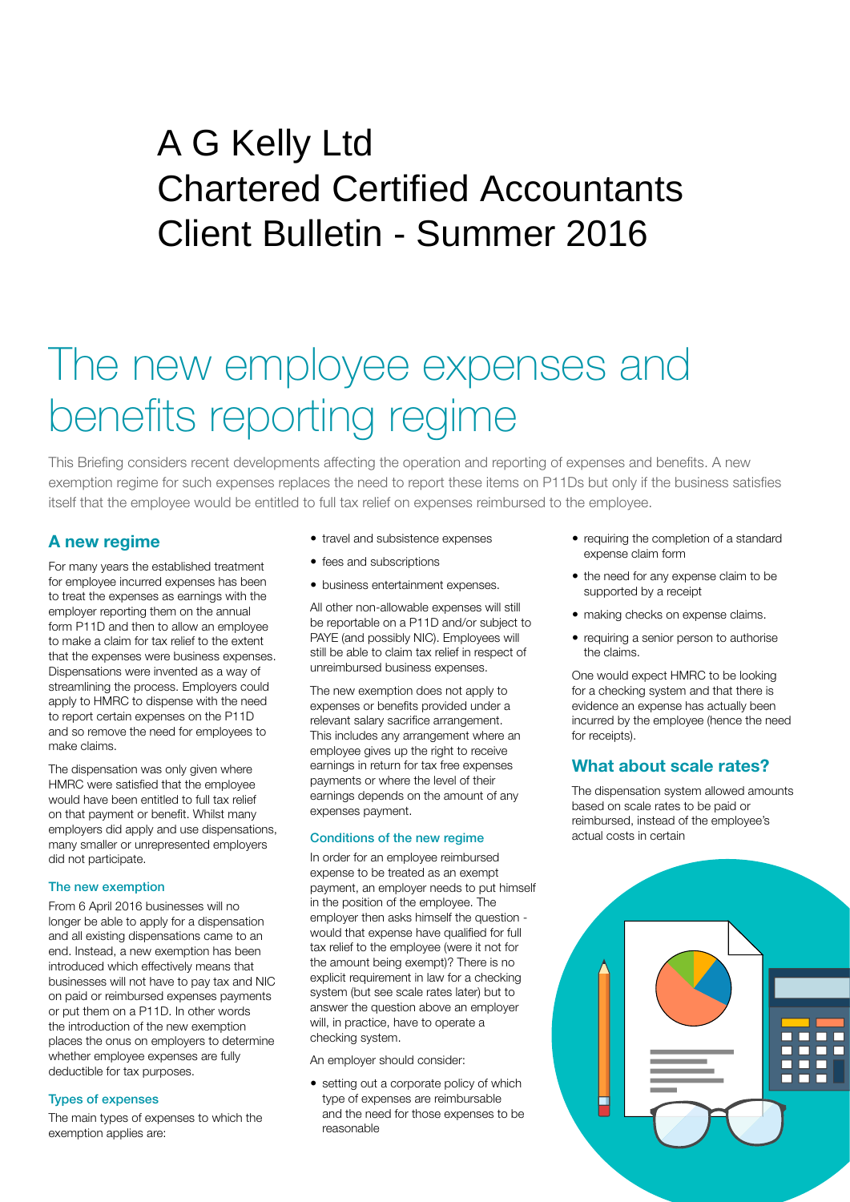# A G Kelly Ltd
# Chartered Certified Accountants
# Client Bulletin - Summer 2016

# The new employee expenses and benefits reporting regime

This Briefing considers recent developments affecting the operation and reporting of expenses and benefits. A new exemption regime for such expenses replaces the need to report these items on P11Ds but only if the business satisfies itself that the employee would be entitled to full tax relief on expenses reimbursed to the employee.

## A new regime

For many years the established treatment for employee incurred expenses has been to treat the expenses as earnings with the employer reporting them on the annual form P11D and then to allow an employee to make a claim for tax relief to the extent that the expenses were business expenses. Dispensations were invented as a way of streamlining the process. Employers could apply to HMRC to dispense with the need to report certain expenses on the P11D and so remove the need for employees to make claims.

The dispensation was only given where HMRC were satisfied that the employee would have been entitled to full tax relief on that payment or benefit. Whilst many employers did apply and use dispensations, many smaller or unrepresented employers did not participate.

### The new exemption

From 6 April 2016 businesses will no longer be able to apply for a dispensation and all existing dispensations came to an end. Instead, a new exemption has been introduced which effectively means that businesses will not have to pay tax and NIC on paid or reimbursed expenses payments or put them on a P11D. In other words the introduction of the new exemption places the onus on employers to determine whether employee expenses are fully deductible for tax purposes.

### Types of expenses

The main types of expenses to which the exemption applies are:

- travel and subsistence expenses
- fees and subscriptions
- business entertainment expenses.

All other non-allowable expenses will still be reportable on a P11D and/or subject to PAYE (and possibly NIC). Employees will still be able to claim tax relief in respect of unreimbursed business expenses.

The new exemption does not apply to expenses or benefits provided under a relevant salary sacrifice arrangement. This includes any arrangement where an employee gives up the right to receive earnings in return for tax free expenses payments or where the level of their earnings depends on the amount of any expenses payment.

### Conditions of the new regime

In order for an employee reimbursed expense to be treated as an exempt payment, an employer needs to put himself in the position of the employee. The employer then asks himself the question - would that expense have qualified for full tax relief to the employee (were it not for the amount being exempt)? There is no explicit requirement in law for a checking system (but see scale rates later) but to answer the question above an employer will, in practice, have to operate a checking system.

An employer should consider:

- setting out a corporate policy of which type of expenses are reimbursable and the need for those expenses to be reasonable
- requiring the completion of a standard expense claim form
- the need for any expense claim to be supported by a receipt
- making checks on expense claims.
- requiring a senior person to authorise the claims.

One would expect HMRC to be looking for a checking system and that there is evidence an expense has actually been incurred by the employee (hence the need for receipts).

## What about scale rates?

The dispensation system allowed amounts based on scale rates to be paid or reimbursed, instead of the employee's actual costs in certain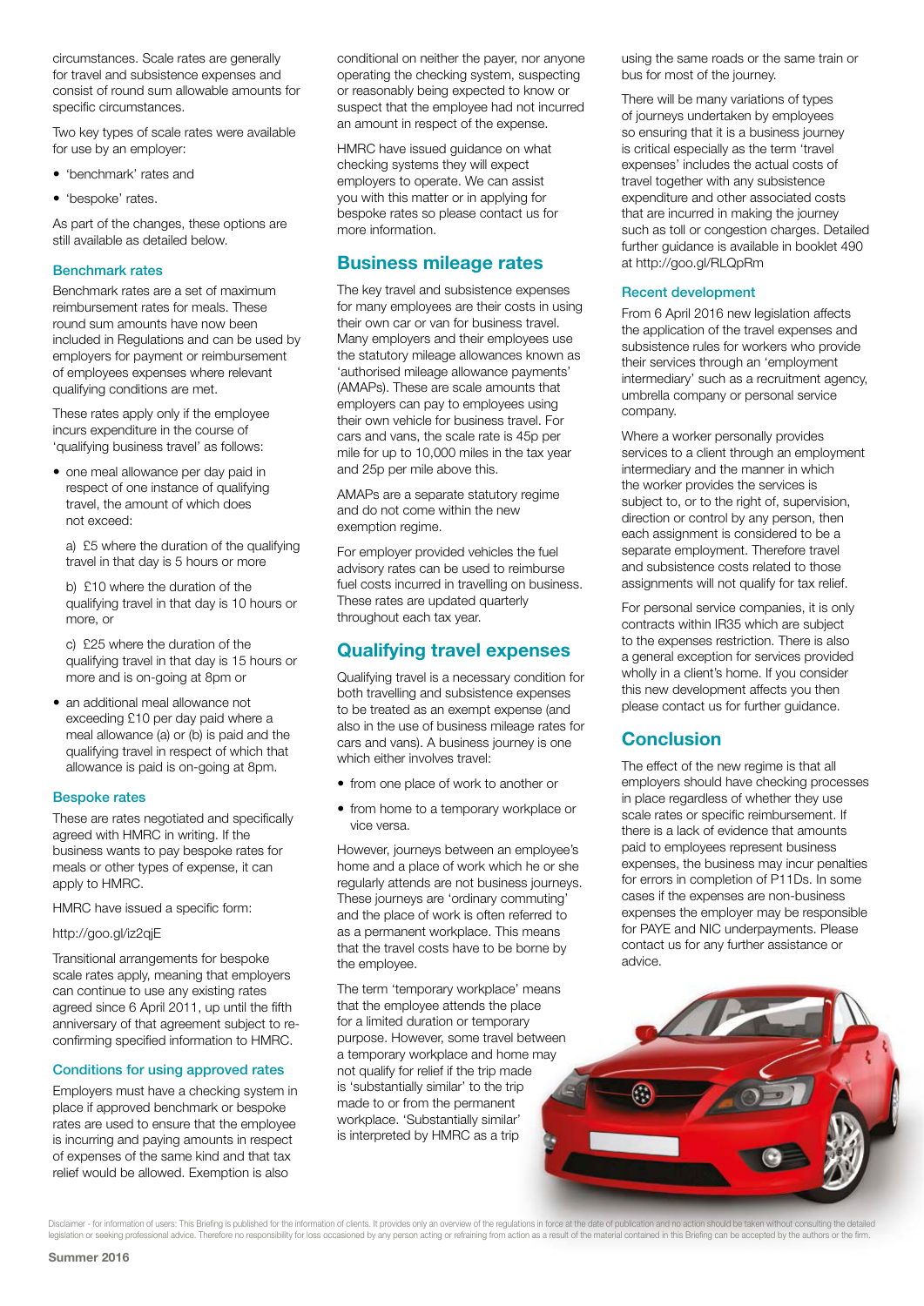circumstances. Scale rates are generally for travel and subsistence expenses and consist of round sum allowable amounts for specific circumstances.

Two key types of scale rates were available for use by an employer:

- 'benchmark' rates and
- 'bespoke' rates.

As part of the changes, these options are still available as detailed below.

### Benchmark rates

Benchmark rates are a set of maximum reimbursement rates for meals. These round sum amounts have now been included in Regulations and can be used by employers for payment or reimbursement of employees expenses where relevant qualifying conditions are met.

These rates apply only if the employee incurs expenditure in the course of 'qualifying business travel' as follows:

- one meal allowance per day paid in respect of one instance of qualifying travel, the amount of which does not exceed:

  a) £5 where the duration of the qualifying travel in that day is 5 hours or more

  b) £10 where the duration of the qualifying travel in that day is 10 hours or more, or

  c) £25 where the duration of the qualifying travel in that day is 15 hours or more and is on-going at 8pm or

- an additional meal allowance not exceeding £10 per day paid where a meal allowance (a) or (b) is paid and the qualifying travel in respect of which that allowance is paid is on-going at 8pm.

### Bespoke rates

These are rates negotiated and specifically agreed with HMRC in writing. If the business wants to pay bespoke rates for meals or other types of expense, it can apply to HMRC.

HMRC have issued a specific form:

http://goo.gl/iz2qjE

Transitional arrangements for bespoke scale rates apply, meaning that employers can continue to use any existing rates agreed since 6 April 2011, up until the fifth anniversary of that agreement subject to re-confirming specified information to HMRC.

### Conditions for using approved rates

Employers must have a checking system in place if approved benchmark or bespoke rates are used to ensure that the employee is incurring and paying amounts in respect of expenses of the same kind and that tax relief would be allowed. Exemption is also conditional on neither the payer, nor anyone operating the checking system, suspecting or reasonably being expected to know or suspect that the employee had not incurred an amount in respect of the expense.

HMRC have issued guidance on what checking systems they will expect employers to operate. We can assist you with this matter or in applying for bespoke rates so please contact us for more information.

## Business mileage rates

The key travel and subsistence expenses for many employees are their costs in using their own car or van for business travel. Many employers and their employees use the statutory mileage allowances known as 'authorised mileage allowance payments' (AMAPs). These are scale amounts that employers can pay to employees using their own vehicle for business travel. For cars and vans, the scale rate is 45p per mile for up to 10,000 miles in the tax year and 25p per mile above this.

AMAPs are a separate statutory regime and do not come within the new exemption regime.

For employer provided vehicles the fuel advisory rates can be used to reimburse fuel costs incurred in travelling on business. These rates are updated quarterly throughout each tax year.

## Qualifying travel expenses

Qualifying travel is a necessary condition for both travelling and subsistence expenses to be treated as an exempt expense (and also in the use of business mileage rates for cars and vans). A business journey is one which either involves travel:

- from one place of work to another or
- from home to a temporary workplace or vice versa.

However, journeys between an employee's home and a place of work which he or she regularly attends are not business journeys. These journeys are 'ordinary commuting' and the place of work is often referred to as a permanent workplace. This means that the travel costs have to be borne by the employee.

The term 'temporary workplace' means that the employee attends the place for a limited duration or temporary purpose. However, some travel between a temporary workplace and home may not qualify for relief if the trip made is 'substantially similar' to the trip made to or from the permanent workplace. 'Substantially similar' is interpreted by HMRC as a trip using the same roads or the same train or bus for most of the journey.

There will be many variations of types of journeys undertaken by employees so ensuring that it is a business journey is critical especially as the term 'travel expenses' includes the actual costs of travel together with any subsistence expenditure and other associated costs that are incurred in making the journey such as toll or congestion charges. Detailed further guidance is available in booklet 490 at http://goo.gl/RLQpRm

### Recent development

From 6 April 2016 new legislation affects the application of the travel expenses and subsistence rules for workers who provide their services through an 'employment intermediary' such as a recruitment agency, umbrella company or personal service company.

Where a worker personally provides services to a client through an employment intermediary and the manner in which the worker provides the services is subject to, or to the right of, supervision, direction or control by any person, then each assignment is considered to be a separate employment. Therefore travel and subsistence costs related to those assignments will not qualify for tax relief.

For personal service companies, it is only contracts within IR35 which are subject to the expenses restriction. There is also a general exception for services provided wholly in a client's home. If you consider this new development affects you then please contact us for further guidance.

## Conclusion

The effect of the new regime is that all employers should have checking processes in place regardless of whether they use scale rates or specific reimbursement. If there is a lack of evidence that amounts paid to employees represent business expenses, the business may incur penalties for errors in completion of P11Ds. In some cases if the expenses are non-business expenses the employer may be responsible for PAYE and NIC underpayments. Please contact us for any further assistance or advice.

Disclaimer - for information of users: This Briefing is published for the information of clients. It provides only an overview of the regulations in force at the date of publication and no action should be taken without consulting the detailed legislation or seeking professional advice. Therefore no responsibility for loss occasioned by any person acting or refraining from action as a result of the material contained in this Briefing can be accepted by the authors or the firm.